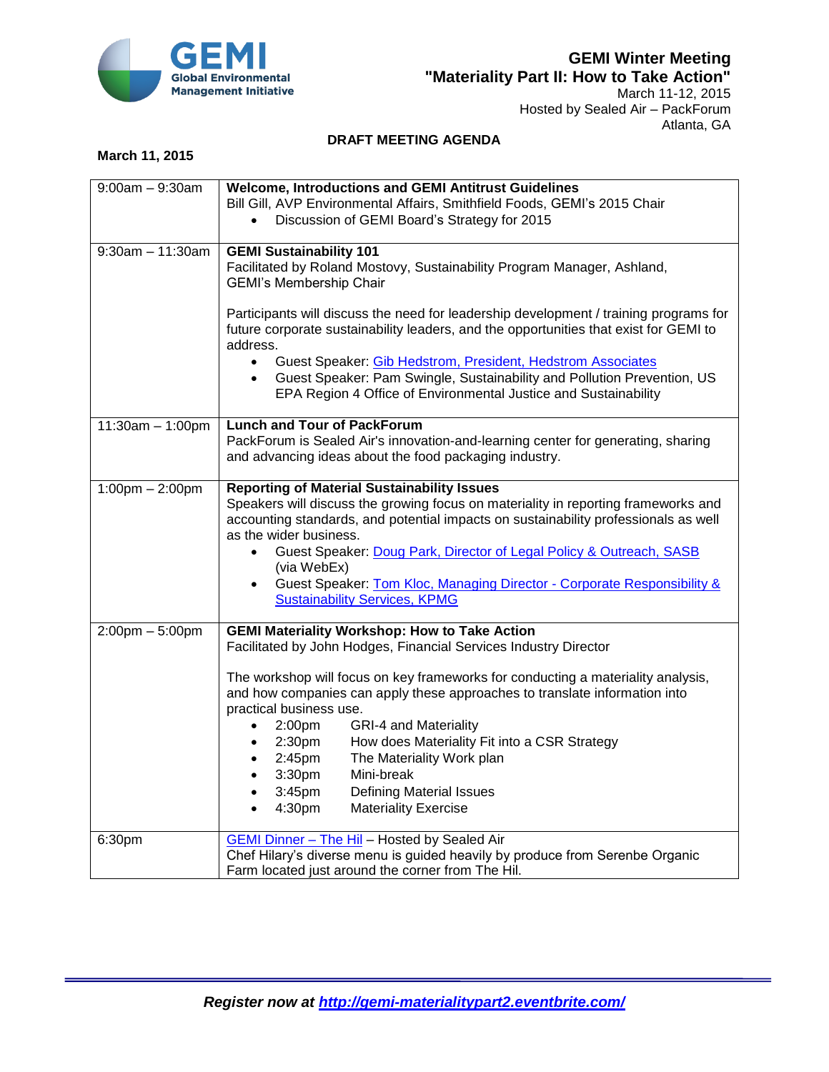GEMI
Global Environmental Management Initiative

# GEMI Winter Meeting
## "Materiality Part II: How to Take Action"

March 11-12, 2015
Hosted by Sealed Air – PackForum
Atlanta, GA

**DRAFT MEETING AGENDA**

**March 11, 2015**

| Time | Session |
|---|---|
| 9:00am – 9:30am | **Welcome, Introductions and GEMI Antitrust Guidelines**<br>Bill Gill, AVP Environmental Affairs, Smithfield Foods, GEMI's 2015 Chair<br>• Discussion of GEMI Board's Strategy for 2015 |
| 9:30am – 11:30am | **GEMI Sustainability 101**<br>Facilitated by Roland Mostovy, Sustainability Program Manager, Ashland, GEMI's Membership Chair<br><br>Participants will discuss the need for leadership development / training programs for future corporate sustainability leaders, and the opportunities that exist for GEMI to address.<br>• Guest Speaker: Gib Hedstrom, President, Hedstrom Associates<br>• Guest Speaker: Pam Swingle, Sustainability and Pollution Prevention, US EPA Region 4 Office of Environmental Justice and Sustainability |
| 11:30am – 1:00pm | **Lunch and Tour of PackForum**<br>PackForum is Sealed Air's innovation-and-learning center for generating, sharing and advancing ideas about the food packaging industry. |
| 1:00pm – 2:00pm | **Reporting of Material Sustainability Issues**<br>Speakers will discuss the growing focus on materiality in reporting frameworks and accounting standards, and potential impacts on sustainability professionals as well as the wider business.<br>• Guest Speaker: Doug Park, Director of Legal Policy & Outreach, SASB (via WebEx)<br>• Guest Speaker: Tom Kloc, Managing Director - Corporate Responsibility & Sustainability Services, KPMG |
| 2:00pm – 5:00pm | **GEMI Materiality Workshop: How to Take Action**<br>Facilitated by John Hodges, Financial Services Industry Director<br><br>The workshop will focus on key frameworks for conducting a materiality analysis, and how companies can apply these approaches to translate information into practical business use.<br>• 2:00pm GRI-4 and Materiality<br>• 2:30pm How does Materiality Fit into a CSR Strategy<br>• 2:45pm The Materiality Work plan<br>• 3:30pm Mini-break<br>• 3:45pm Defining Material Issues<br>• 4:30pm Materiality Exercise |
| 6:30pm | GEMI Dinner – The Hil – Hosted by Sealed Air<br>Chef Hilary's diverse menu is guided heavily by produce from Serenbe Organic Farm located just around the corner from The Hil. |

***Register now at http://gemi-materialitypart2.eventbrite.com/***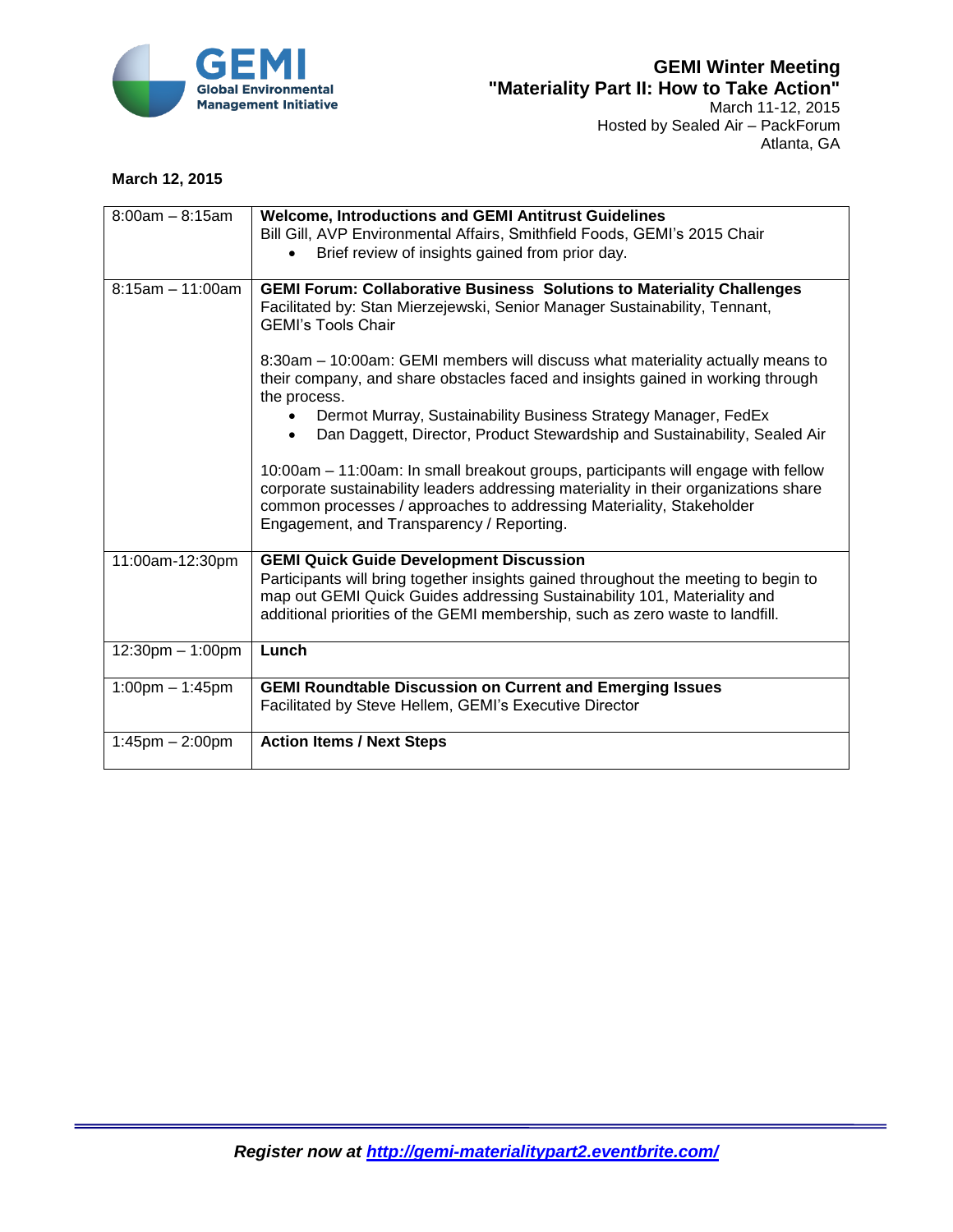**March 12, 2015**

| | |
|---|---|
| 8:00am – 8:15am | **Welcome, Introductions and GEMI Antitrust Guidelines**<br>Bill Gill, AVP Environmental Affairs, Smithfield Foods, GEMI's 2015 Chair<br>• Brief review of insights gained from prior day. |
| 8:15am – 11:00am | **GEMI Forum: Collaborative Business Solutions to Materiality Challenges**<br>Facilitated by: Stan Mierzejewski, Senior Manager Sustainability, Tennant, GEMI's Tools Chair<br><br>8:30am – 10:00am: GEMI members will discuss what materiality actually means to their company, and share obstacles faced and insights gained in working through the process.<br>• Dermot Murray, Sustainability Business Strategy Manager, FedEx<br>• Dan Daggett, Director, Product Stewardship and Sustainability, Sealed Air<br><br>10:00am – 11:00am: In small breakout groups, participants will engage with fellow corporate sustainability leaders addressing materiality in their organizations share common processes / approaches to addressing Materiality, Stakeholder Engagement, and Transparency / Reporting. |
| 11:00am-12:30pm | **GEMI Quick Guide Development Discussion**<br>Participants will bring together insights gained throughout the meeting to begin to map out GEMI Quick Guides addressing Sustainability 101, Materiality and additional priorities of the GEMI membership, such as zero waste to landfill. |
| 12:30pm – 1:00pm | **Lunch** |
| 1:00pm – 1:45pm | **GEMI Roundtable Discussion on Current and Emerging Issues**<br>Facilitated by Steve Hellem, GEMI's Executive Director |
| 1:45pm – 2:00pm | **Action Items / Next Steps** |